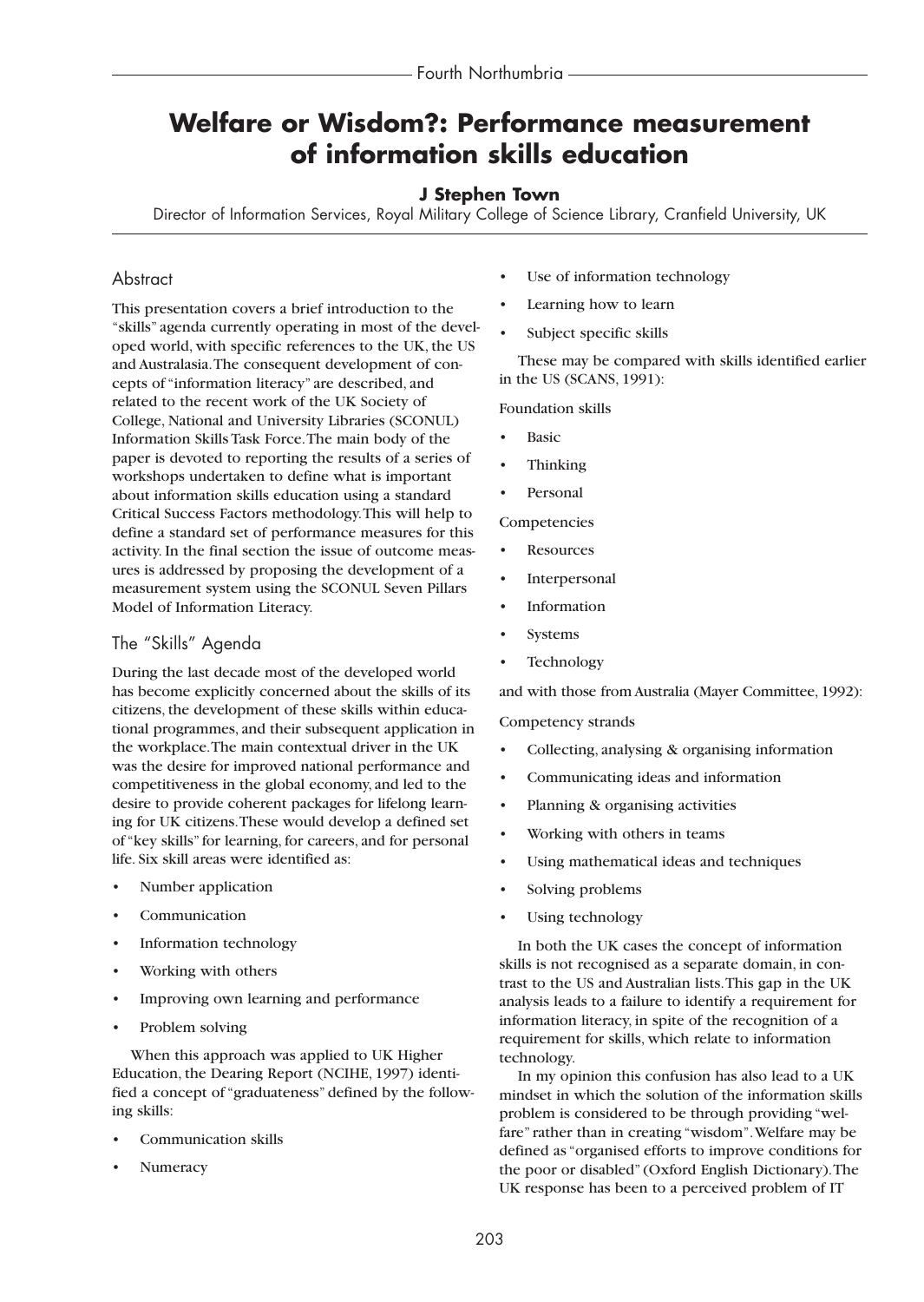# Welfare or Wisdom?: Performance measurement of information skills education

**J Stephen Town**

Director of Information Services, Royal Military College of Science Library, Cranfield University, UK

## Abstract

This presentation covers a brief introduction to the "skills" agenda currently operating in most of the developed world, with specific references to the UK, the US and Australasia. The consequent development of concepts of "information literacy" are described, and related to the recent work of the UK Society of College, National and University Libraries (SCONUL) Information Skills Task Force. The main body of the paper is devoted to reporting the results of a series of workshops undertaken to define what is important about information skills education using a standard Critical Success Factors methodology. This will help to define a standard set of performance measures for this activity. In the final section the issue of outcome measures is addressed by proposing the development of a measurement system using the SCONUL Seven Pillars Model of Information Literacy.

## The "Skills" Agenda

During the last decade most of the developed world has become explicitly concerned about the skills of its citizens, the development of these skills within educational programmes, and their subsequent application in the workplace. The main contextual driver in the UK was the desire for improved national performance and competitiveness in the global economy, and led to the desire to provide coherent packages for lifelong learning for UK citizens. These would develop a defined set of "key skills" for learning, for careers, and for personal life. Six skill areas were identified as:

- Number application
- Communication
- Information technology
- Working with others
- Improving own learning and performance
- Problem solving

When this approach was applied to UK Higher Education, the Dearing Report (NCIHE, 1997) identified a concept of "graduateness" defined by the following skills:

- Communication skills
- Numeracy
- Use of information technology
- Learning how to learn
- Subject specific skills

These may be compared with skills identified earlier in the US (SCANS, 1991):

Foundation skills

- Basic
- Thinking
- Personal

Competencies

- Resources
- Interpersonal
- Information
- Systems
- Technology

and with those from Australia (Mayer Committee, 1992):

Competency strands

- Collecting, analysing & organising information
- Communicating ideas and information
- Planning & organising activities
- Working with others in teams
- Using mathematical ideas and techniques
- Solving problems
- Using technology

In both the UK cases the concept of information skills is not recognised as a separate domain, in contrast to the US and Australian lists. This gap in the UK analysis leads to a failure to identify a requirement for information literacy, in spite of the recognition of a requirement for skills, which relate to information technology.

In my opinion this confusion has also lead to a UK mindset in which the solution of the information skills problem is considered to be through providing "welfare" rather than in creating "wisdom". Welfare may be defined as "organised efforts to improve conditions for the poor or disabled" (Oxford English Dictionary). The UK response has been to a perceived problem of IT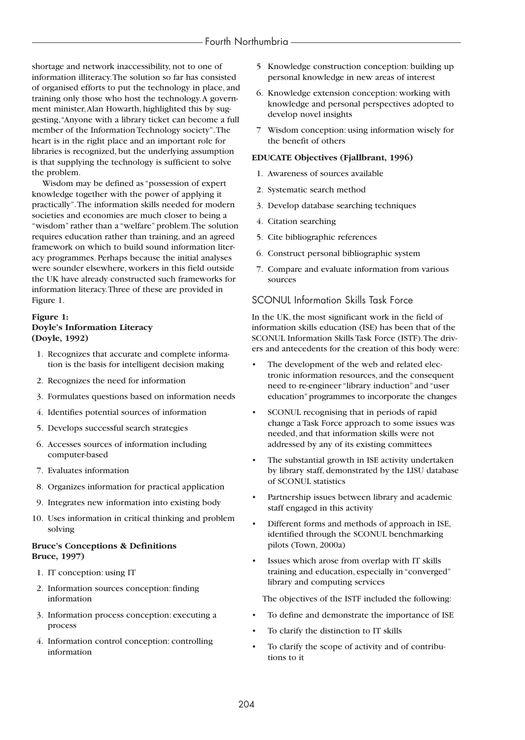shortage and network inaccessibility, not to one of information illiteracy. The solution so far has consisted of organised efforts to put the technology in place, and training only those who host the technology. A government minister, Alan Howarth, highlighted this by suggesting, "Anyone with a library ticket can become a full member of the Information Technology society". The heart is in the right place and an important role for libraries is recognized, but the underlying assumption is that supplying the technology is sufficient to solve the problem.

Wisdom may be defined as "possession of expert knowledge together with the power of applying it practically". The information skills needed for modern societies and economies are much closer to being a "wisdom" rather than a "welfare" problem. The solution requires education rather than training, and an agreed framework on which to build sound information literacy programmes. Perhaps because the initial analyses were sounder elsewhere, workers in this field outside the UK have already constructed such frameworks for information literacy. Three of these are provided in Figure 1.

**Figure 1:**
**Doyle's Information Literacy (Doyle, 1992)**

1. Recognizes that accurate and complete information is the basis for intelligent decision making
2. Recognizes the need for information
3. Formulates questions based on information needs
4. Identifies potential sources of information
5. Develops successful search strategies
6. Accesses sources of information including computer-based
7. Evaluates information
8. Organizes information for practical application
9. Integrates new information into existing body
10. Uses information in critical thinking and problem solving

**Bruce's Conceptions & Definitions Bruce, 1997)**

1. IT conception: using IT
2. Information sources conception: finding information
3. Information process conception: executing a process
4. Information control conception: controlling information
5. Knowledge construction conception: building up personal knowledge in new areas of interest
6. Knowledge extension conception: working with knowledge and personal perspectives adopted to develop novel insights
7. Wisdom conception: using information wisely for the benefit of others

**EDUCATE Objectives (Fjallbrant, 1996)**

1. Awareness of sources available
2. Systematic search method
3. Develop database searching techniques
4. Citation searching
5. Cite bibliographic references
6. Construct personal bibliographic system
7. Compare and evaluate information from various sources

## SCONUL Information Skills Task Force

In the UK, the most significant work in the field of information skills education (ISE) has been that of the SCONUL Information Skills Task Force (ISTF). The drivers and antecedents for the creation of this body were:

- The development of the web and related electronic information resources, and the consequent need to re-engineer "library induction" and "user education" programmes to incorporate the changes
- SCONUL recognising that in periods of rapid change a Task Force approach to some issues was needed, and that information skills were not addressed by any of its existing committees
- The substantial growth in ISE activity undertaken by library staff, demonstrated by the LISU database of SCONUL statistics
- Partnership issues between library and academic staff engaged in this activity
- Different forms and methods of approach in ISE, identified through the SCONUL benchmarking pilots (Town, 2000a)
- Issues which arose from overlap with IT skills training and education, especially in "converged" library and computing services

The objectives of the ISTF included the following:

- To define and demonstrate the importance of ISE
- To clarify the distinction to IT skills
- To clarify the scope of activity and of contributions to it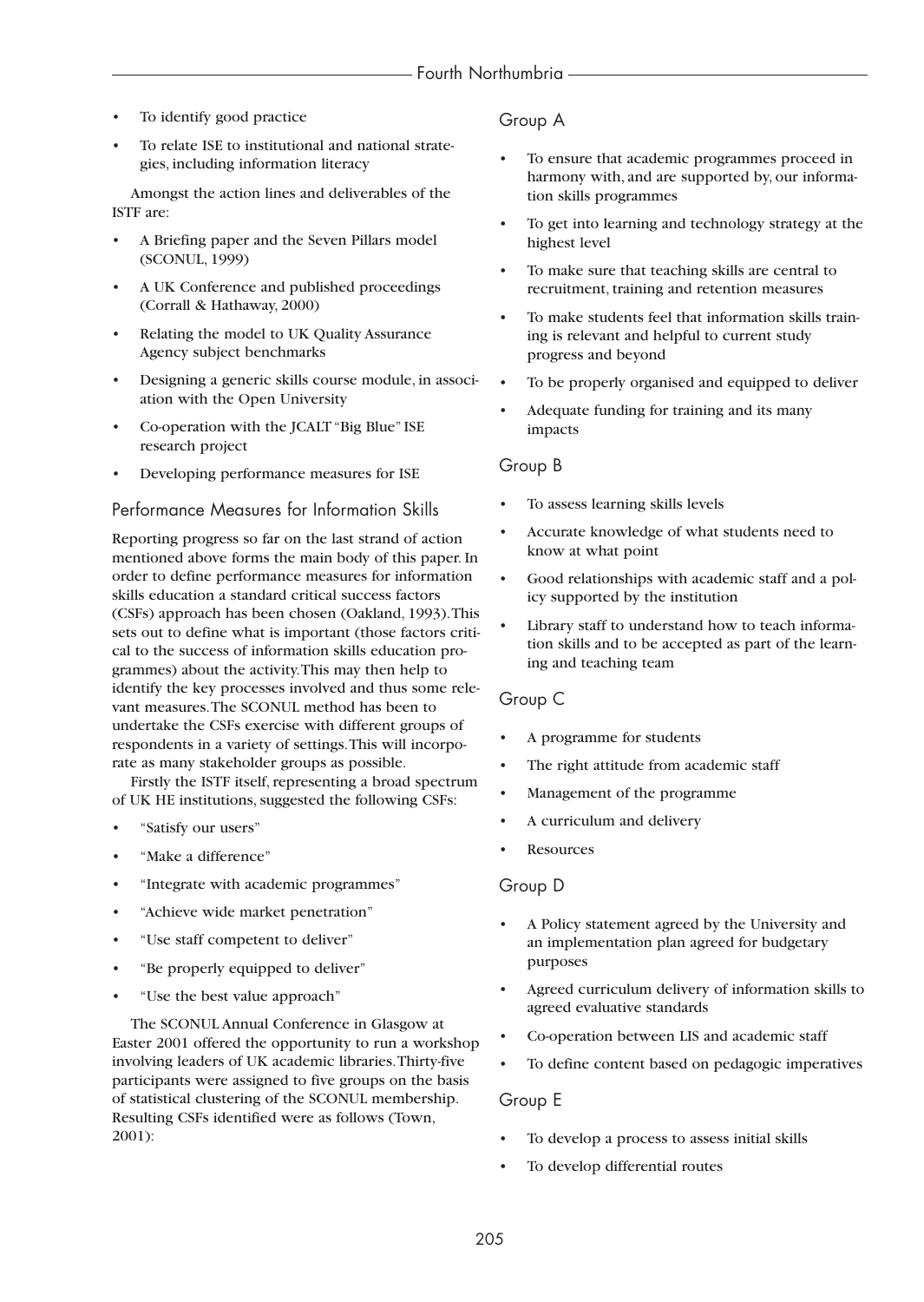- To identify good practice
- To relate ISE to institutional and national strategies, including information literacy

Amongst the action lines and deliverables of the ISTF are:

- A Briefing paper and the Seven Pillars model (SCONUL, 1999)
- A UK Conference and published proceedings (Corrall & Hathaway, 2000)
- Relating the model to UK Quality Assurance Agency subject benchmarks
- Designing a generic skills course module, in association with the Open University
- Co-operation with the JCALT "Big Blue" ISE research project
- Developing performance measures for ISE

## Performance Measures for Information Skills

Reporting progress so far on the last strand of action mentioned above forms the main body of this paper. In order to define performance measures for information skills education a standard critical success factors (CSFs) approach has been chosen (Oakland, 1993). This sets out to define what is important (those factors critical to the success of information skills education programmes) about the activity. This may then help to identify the key processes involved and thus some relevant measures. The SCONUL method has been to undertake the CSFs exercise with different groups of respondents in a variety of settings. This will incorporate as many stakeholder groups as possible.

Firstly the ISTF itself, representing a broad spectrum of UK HE institutions, suggested the following CSFs:

- "Satisfy our users"
- "Make a difference"
- "Integrate with academic programmes"
- "Achieve wide market penetration"
- "Use staff competent to deliver"
- "Be properly equipped to deliver"
- "Use the best value approach"

The SCONUL Annual Conference in Glasgow at Easter 2001 offered the opportunity to run a workshop involving leaders of UK academic libraries. Thirty-five participants were assigned to five groups on the basis of statistical clustering of the SCONUL membership. Resulting CSFs identified were as follows (Town, 2001):

### Group A

- To ensure that academic programmes proceed in harmony with, and are supported by, our information skills programmes
- To get into learning and technology strategy at the highest level
- To make sure that teaching skills are central to recruitment, training and retention measures
- To make students feel that information skills training is relevant and helpful to current study progress and beyond
- To be properly organised and equipped to deliver
- Adequate funding for training and its many impacts

### Group B

- To assess learning skills levels
- Accurate knowledge of what students need to know at what point
- Good relationships with academic staff and a policy supported by the institution
- Library staff to understand how to teach information skills and to be accepted as part of the learning and teaching team

### Group C

- A programme for students
- The right attitude from academic staff
- Management of the programme
- A curriculum and delivery
- Resources

### Group D

- A Policy statement agreed by the University and an implementation plan agreed for budgetary purposes
- Agreed curriculum delivery of information skills to agreed evaluative standards
- Co-operation between LIS and academic staff
- To define content based on pedagogic imperatives

### Group E

- To develop a process to assess initial skills
- To develop differential routes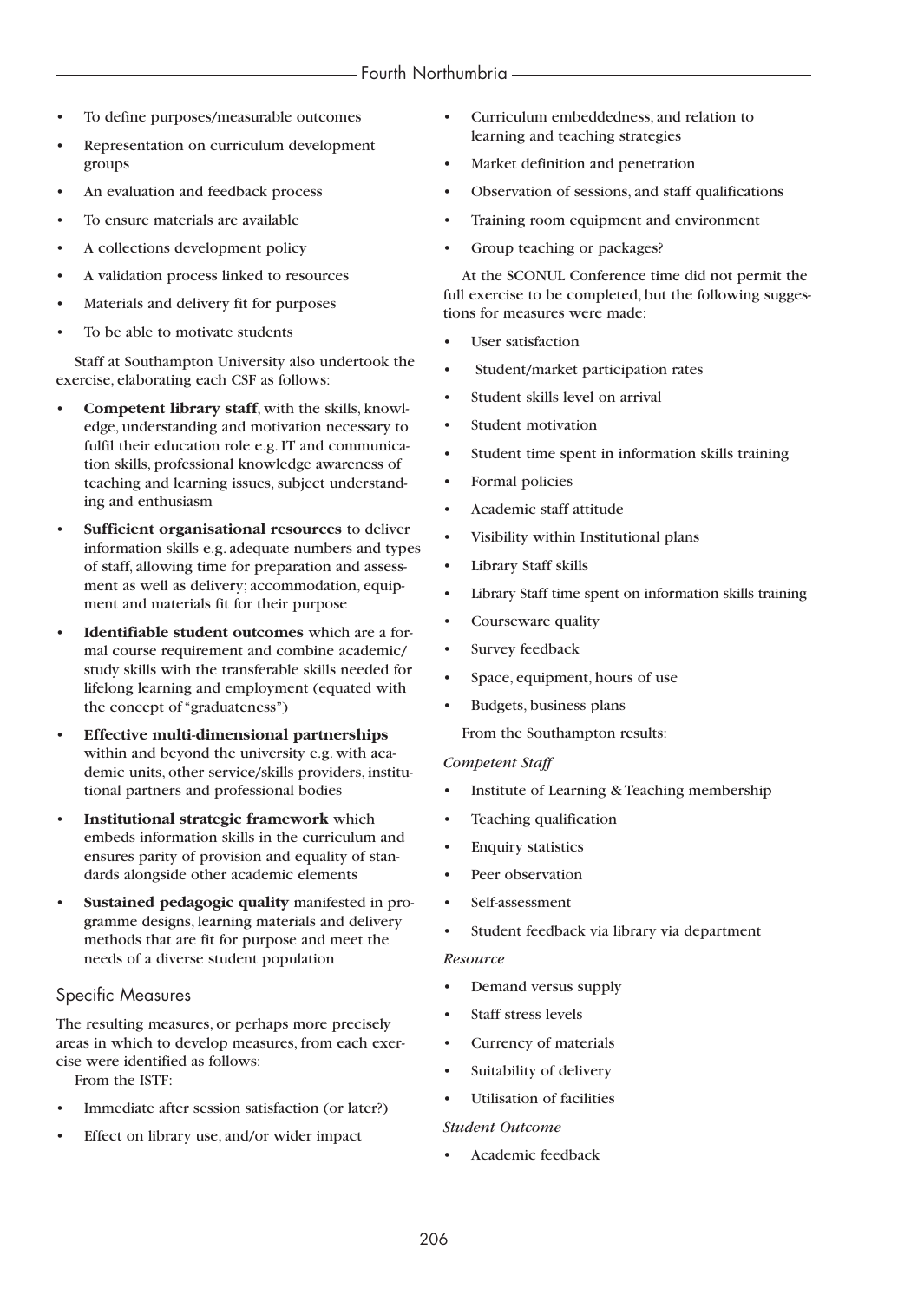- To define purposes/measurable outcomes
- Representation on curriculum development groups
- An evaluation and feedback process
- To ensure materials are available
- A collections development policy
- A validation process linked to resources
- Materials and delivery fit for purposes
- To be able to motivate students

Staff at Southampton University also undertook the exercise, elaborating each CSF as follows:

- **Competent library staff**, with the skills, knowledge, understanding and motivation necessary to fulfil their education role e.g. IT and communication skills, professional knowledge awareness of teaching and learning issues, subject understanding and enthusiasm
- **Sufficient organisational resources** to deliver information skills e.g. adequate numbers and types of staff, allowing time for preparation and assessment as well as delivery; accommodation, equipment and materials fit for their purpose
- **Identifiable student outcomes** which are a formal course requirement and combine academic/ study skills with the transferable skills needed for lifelong learning and employment (equated with the concept of "graduateness")
- **Effective multi-dimensional partnerships** within and beyond the university e.g. with academic units, other service/skills providers, institutional partners and professional bodies
- **Institutional strategic framework** which embeds information skills in the curriculum and ensures parity of provision and equality of standards alongside other academic elements
- **Sustained pedagogic quality** manifested in programme designs, learning materials and delivery methods that are fit for purpose and meet the needs of a diverse student population

## Specific Measures

The resulting measures, or perhaps more precisely areas in which to develop measures, from each exercise were identified as follows:

From the ISTF:

- Immediate after session satisfaction (or later?)
- Effect on library use, and/or wider impact
- Curriculum embeddedness, and relation to learning and teaching strategies
- Market definition and penetration
- Observation of sessions, and staff qualifications
- Training room equipment and environment
- Group teaching or packages?

At the SCONUL Conference time did not permit the full exercise to be completed, but the following suggestions for measures were made:

- User satisfaction
- Student/market participation rates
- Student skills level on arrival
- Student motivation
- Student time spent in information skills training
- Formal policies
- Academic staff attitude
- Visibility within Institutional plans
- Library Staff skills
- Library Staff time spent on information skills training
- Courseware quality
- Survey feedback
- Space, equipment, hours of use
- Budgets, business plans

From the Southampton results:

*Competent Staff*

- Institute of Learning & Teaching membership
- Teaching qualification
- Enquiry statistics
- Peer observation
- Self-assessment
- Student feedback via library via department

*Resource*

- Demand versus supply
- Staff stress levels
- Currency of materials
- Suitability of delivery
- Utilisation of facilities

*Student Outcome*

- Academic feedback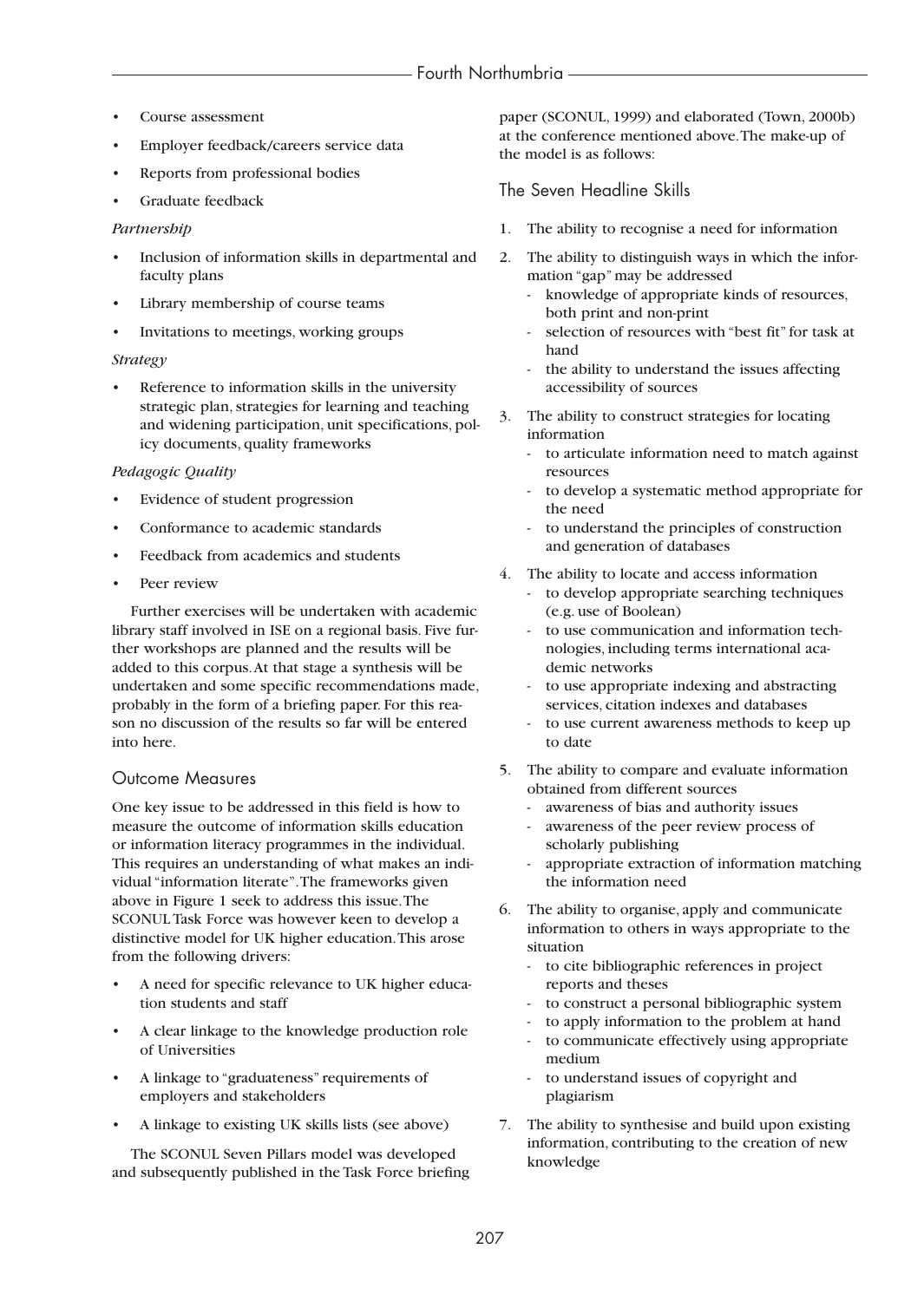- Course assessment
- Employer feedback/careers service data
- Reports from professional bodies
- Graduate feedback

*Partnership*

- Inclusion of information skills in departmental and faculty plans
- Library membership of course teams
- Invitations to meetings, working groups

*Strategy*

- Reference to information skills in the university strategic plan, strategies for learning and teaching and widening participation, unit specifications, policy documents, quality frameworks

*Pedagogic Quality*

- Evidence of student progression
- Conformance to academic standards
- Feedback from academics and students
- Peer review

Further exercises will be undertaken with academic library staff involved in ISE on a regional basis. Five further workshops are planned and the results will be added to this corpus. At that stage a synthesis will be undertaken and some specific recommendations made, probably in the form of a briefing paper. For this reason no discussion of the results so far will be entered into here.

## Outcome Measures

One key issue to be addressed in this field is how to measure the outcome of information skills education or information literacy programmes in the individual. This requires an understanding of what makes an individual "information literate". The frameworks given above in Figure 1 seek to address this issue. The SCONUL Task Force was however keen to develop a distinctive model for UK higher education. This arose from the following drivers:

- A need for specific relevance to UK higher education students and staff
- A clear linkage to the knowledge production role of Universities
- A linkage to "graduateness" requirements of employers and stakeholders
- A linkage to existing UK skills lists (see above)

The SCONUL Seven Pillars model was developed and subsequently published in the Task Force briefing paper (SCONUL, 1999) and elaborated (Town, 2000b) at the conference mentioned above. The make-up of the model is as follows:

## The Seven Headline Skills

1. The ability to recognise a need for information
2. The ability to distinguish ways in which the information "gap" may be addressed
   - knowledge of appropriate kinds of resources, both print and non-print
   - selection of resources with "best fit" for task at hand
   - the ability to understand the issues affecting accessibility of sources
3. The ability to construct strategies for locating information
   - to articulate information need to match against resources
   - to develop a systematic method appropriate for the need
   - to understand the principles of construction and generation of databases
4. The ability to locate and access information
   - to develop appropriate searching techniques (e.g. use of Boolean)
   - to use communication and information technologies, including terms international academic networks
   - to use appropriate indexing and abstracting services, citation indexes and databases
   - to use current awareness methods to keep up to date
5. The ability to compare and evaluate information obtained from different sources
   - awareness of bias and authority issues
   - awareness of the peer review process of scholarly publishing
   - appropriate extraction of information matching the information need
6. The ability to organise, apply and communicate information to others in ways appropriate to the situation
   - to cite bibliographic references in project reports and theses
   - to construct a personal bibliographic system
   - to apply information to the problem at hand
   - to communicate effectively using appropriate medium
   - to understand issues of copyright and plagiarism
7. The ability to synthesise and build upon existing information, contributing to the creation of new knowledge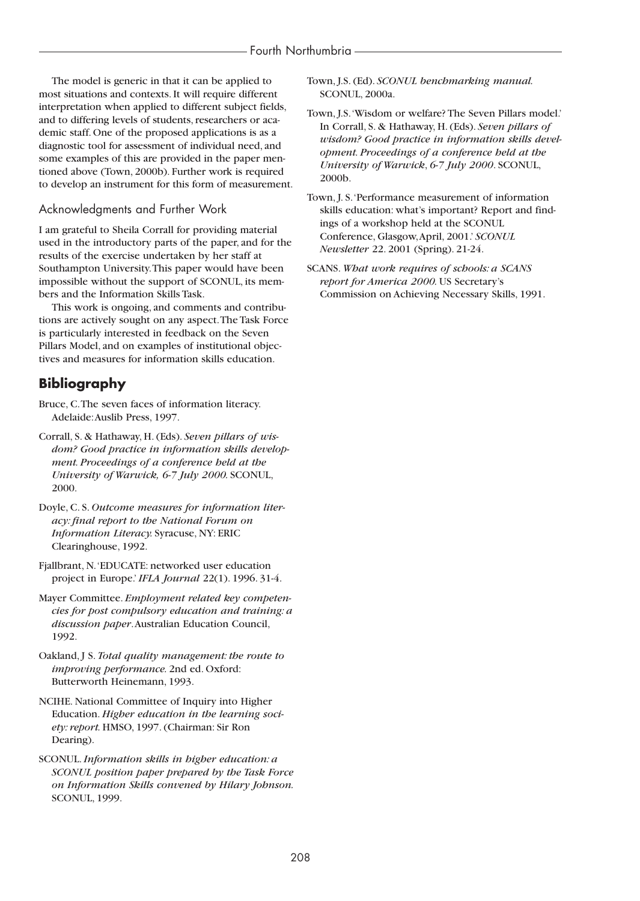The model is generic in that it can be applied to most situations and contexts. It will require different interpretation when applied to different subject fields, and to differing levels of students, researchers or academic staff. One of the proposed applications is as a diagnostic tool for assessment of individual need, and some examples of this are provided in the paper mentioned above (Town, 2000b). Further work is required to develop an instrument for this form of measurement.

### Acknowledgments and Further Work

I am grateful to Sheila Corrall for providing material used in the introductory parts of the paper, and for the results of the exercise undertaken by her staff at Southampton University. This paper would have been impossible without the support of SCONUL, its members and the Information Skills Task.

This work is ongoing, and comments and contributions are actively sought on any aspect. The Task Force is particularly interested in feedback on the Seven Pillars Model, and on examples of institutional objectives and measures for information skills education.

## Bibliography

Bruce, C. The seven faces of information literacy. Adelaide: Auslib Press, 1997.

Corrall, S. & Hathaway, H. (Eds). *Seven pillars of wisdom? Good practice in information skills development. Proceedings of a conference held at the University of Warwick, 6-7 July 2000.* SCONUL, 2000.

Doyle, C. S. *Outcome measures for information literacy: final report to the National Forum on Information Literacy.* Syracuse, NY: ERIC Clearinghouse, 1992.

Fjallbrant, N. 'EDUCATE: networked user education project in Europe.' *IFLA Journal* 22(1). 1996. 31-4.

Mayer Committee. *Employment related key competencies for post compulsory education and training: a discussion paper*. Australian Education Council, 1992.

Oakland, J S. *Total quality management: the route to improving performance.* 2nd ed. Oxford: Butterworth Heinemann, 1993.

NCIHE. National Committee of Inquiry into Higher Education. *Higher education in the learning society: report.* HMSO, 1997. (Chairman: Sir Ron Dearing).

SCONUL. *Information skills in higher education: a SCONUL position paper prepared by the Task Force on Information Skills convened by Hilary Johnson.* SCONUL, 1999.

Town, J.S. (Ed). *SCONUL benchmarking manual.* SCONUL, 2000a.

Town, J.S. 'Wisdom or welfare? The Seven Pillars model.' In Corrall, S. & Hathaway, H. (Eds). *Seven pillars of wisdom? Good practice in information skills development. Proceedings of a conference held at the University of Warwick, 6-7 July 2000*. SCONUL, 2000b.

Town, J. S. 'Performance measurement of information skills education: what's important? Report and findings of a workshop held at the SCONUL Conference, Glasgow, April, 2001.' *SCONUL Newsletter* 22. 2001 (Spring). 21-24.

SCANS. *What work requires of schools: a SCANS report for America 2000.* US Secretary's Commission on Achieving Necessary Skills, 1991.